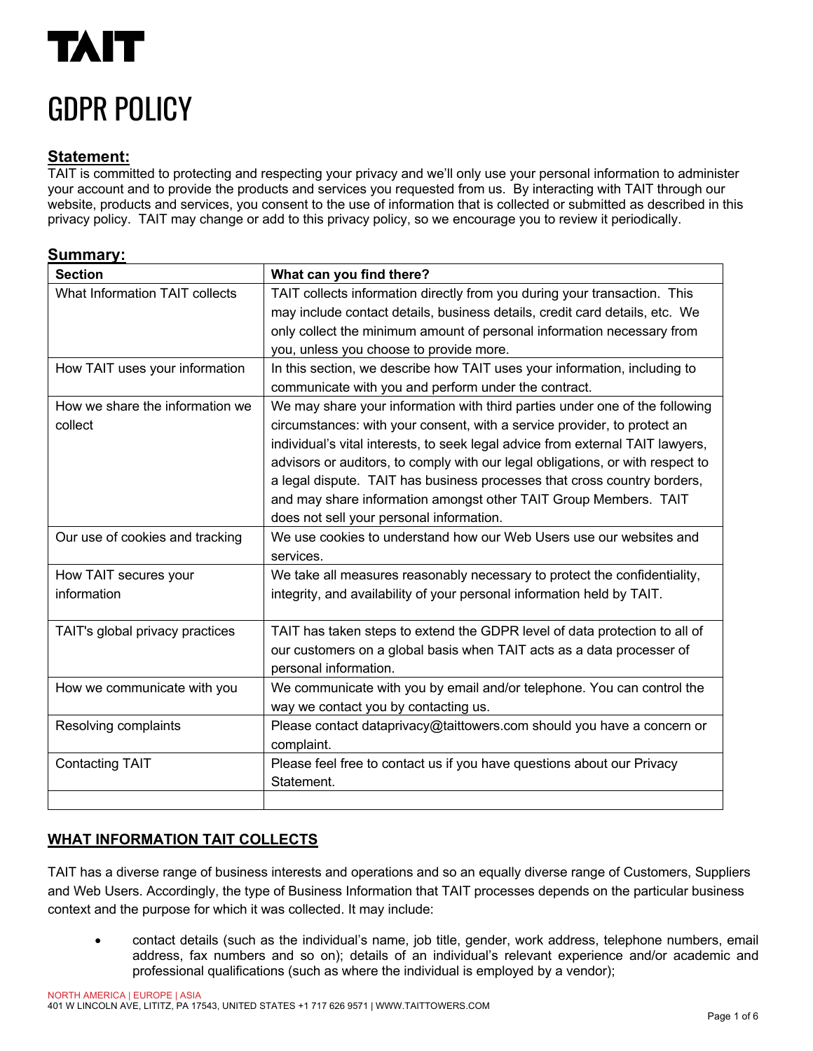TAIT

# GDPR POLICY

## Statement:

TAIT is committed to protecting and respecting your privacy and we'll only use your personal information to administer your account and to provide the products and services you requested from us. By interacting with TAIT through our website, products and services, you consent to the use of information that is collected or submitted as described in this privacy policy. TAIT may change or add to this privacy policy, so we encourage you to review it periodically.

## Summary:

| Section | What can you find there? |
|---|---|
| What Information TAIT collects | TAIT collects information directly from you during your transaction. This may include contact details, business details, credit card details, etc. We only collect the minimum amount of personal information necessary from you, unless you choose to provide more. |
| How TAIT uses your information | In this section, we describe how TAIT uses your information, including to communicate with you and perform under the contract. |
| How we share the information we collect | We may share your information with third parties under one of the following circumstances: with your consent, with a service provider, to protect an individual's vital interests, to seek legal advice from external TAIT lawyers, advisors or auditors, to comply with our legal obligations, or with respect to a legal dispute. TAIT has business processes that cross country borders, and may share information amongst other TAIT Group Members. TAIT does not sell your personal information. |
| Our use of cookies and tracking | We use cookies to understand how our Web Users use our websites and services. |
| How TAIT secures your information | We take all measures reasonably necessary to protect the confidentiality, integrity, and availability of your personal information held by TAIT. |
| TAIT's global privacy practices | TAIT has taken steps to extend the GDPR level of data protection to all of our customers on a global basis when TAIT acts as a data processer of personal information. |
| How we communicate with you | We communicate with you by email and/or telephone. You can control the way we contact you by contacting us. |
| Resolving complaints | Please contact dataprivacy@taittowers.com should you have a concern or complaint. |
| Contacting TAIT | Please feel free to contact us if you have questions about our Privacy Statement. |
| | |

## WHAT INFORMATION TAIT COLLECTS

TAIT has a diverse range of business interests and operations and so an equally diverse range of Customers, Suppliers and Web Users. Accordingly, the type of Business Information that TAIT processes depends on the particular business context and the purpose for which it was collected. It may include:

- contact details (such as the individual's name, job title, gender, work address, telephone numbers, email address, fax numbers and so on); details of an individual's relevant experience and/or academic and professional qualifications (such as where the individual is employed by a vendor);

NORTH AMERICA | EUROPE | ASIA
401 W LINCOLN AVE, LITITZ, PA 17543, UNITED STATES +1 717 626 9571 | WWW.TAITTOWERS.COM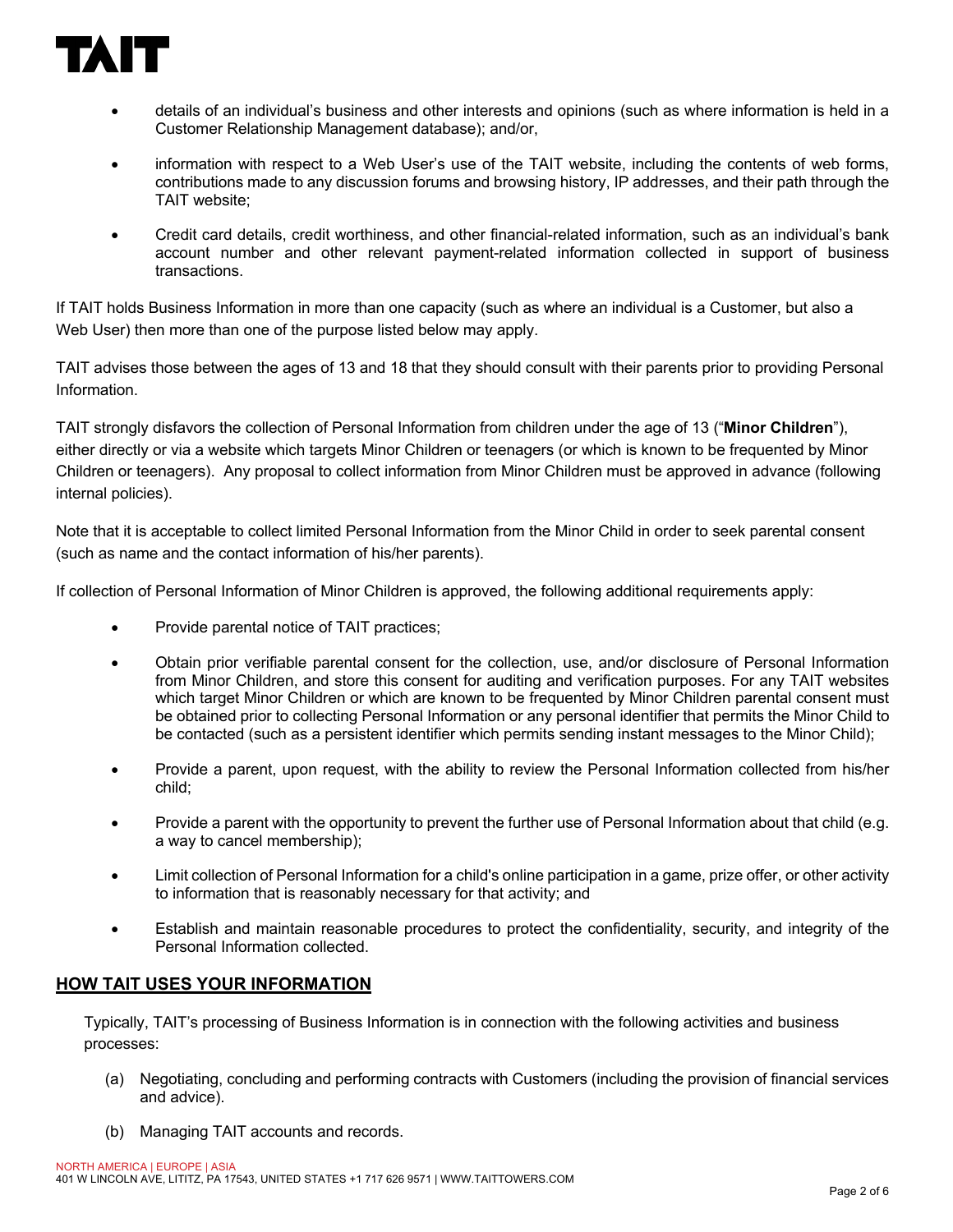- details of an individual's business and other interests and opinions (such as where information is held in a Customer Relationship Management database); and/or,
- information with respect to a Web User's use of the TAIT website, including the contents of web forms, contributions made to any discussion forums and browsing history, IP addresses, and their path through the TAIT website;
- Credit card details, credit worthiness, and other financial-related information, such as an individual's bank account number and other relevant payment-related information collected in support of business transactions.

If TAIT holds Business Information in more than one capacity (such as where an individual is a Customer, but also a Web User) then more than one of the purpose listed below may apply.

TAIT advises those between the ages of 13 and 18 that they should consult with their parents prior to providing Personal Information.

TAIT strongly disfavors the collection of Personal Information from children under the age of 13 ("**Minor Children**"), either directly or via a website which targets Minor Children or teenagers (or which is known to be frequented by Minor Children or teenagers). Any proposal to collect information from Minor Children must be approved in advance (following internal policies).

Note that it is acceptable to collect limited Personal Information from the Minor Child in order to seek parental consent (such as name and the contact information of his/her parents).

If collection of Personal Information of Minor Children is approved, the following additional requirements apply:

- Provide parental notice of TAIT practices;
- Obtain prior verifiable parental consent for the collection, use, and/or disclosure of Personal Information from Minor Children, and store this consent for auditing and verification purposes. For any TAIT websites which target Minor Children or which are known to be frequented by Minor Children parental consent must be obtained prior to collecting Personal Information or any personal identifier that permits the Minor Child to be contacted (such as a persistent identifier which permits sending instant messages to the Minor Child);
- Provide a parent, upon request, with the ability to review the Personal Information collected from his/her child;
- Provide a parent with the opportunity to prevent the further use of Personal Information about that child (e.g. a way to cancel membership);
- Limit collection of Personal Information for a child's online participation in a game, prize offer, or other activity to information that is reasonably necessary for that activity; and
- Establish and maintain reasonable procedures to protect the confidentiality, security, and integrity of the Personal Information collected.

## HOW TAIT USES YOUR INFORMATION

Typically, TAIT's processing of Business Information is in connection with the following activities and business processes:

(a) Negotiating, concluding and performing contracts with Customers (including the provision of financial services and advice).

(b) Managing TAIT accounts and records.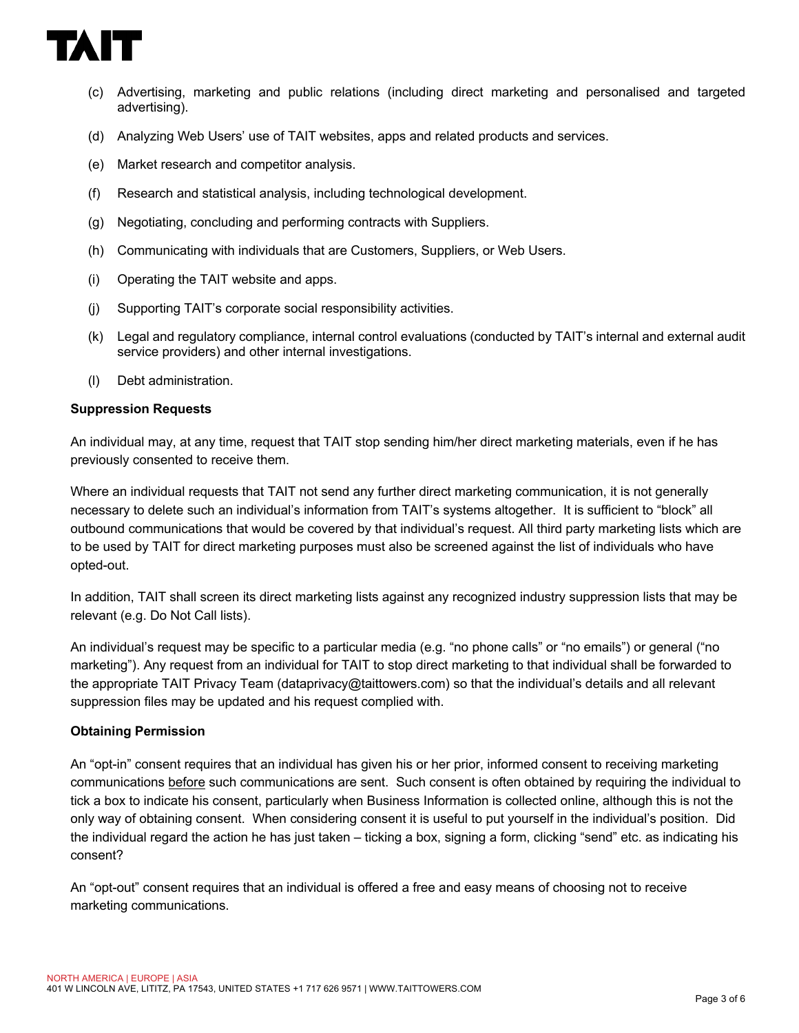(c) Advertising, marketing and public relations (including direct marketing and personalised and targeted advertising).

(d) Analyzing Web Users' use of TAIT websites, apps and related products and services.

(e) Market research and competitor analysis.

(f) Research and statistical analysis, including technological development.

(g) Negotiating, concluding and performing contracts with Suppliers.

(h) Communicating with individuals that are Customers, Suppliers, or Web Users.

(i) Operating the TAIT website and apps.

(j) Supporting TAIT's corporate social responsibility activities.

(k) Legal and regulatory compliance, internal control evaluations (conducted by TAIT's internal and external audit service providers) and other internal investigations.

(l) Debt administration.

**Suppression Requests**

An individual may, at any time, request that TAIT stop sending him/her direct marketing materials, even if he has previously consented to receive them.

Where an individual requests that TAIT not send any further direct marketing communication, it is not generally necessary to delete such an individual's information from TAIT's systems altogether. It is sufficient to "block" all outbound communications that would be covered by that individual's request. All third party marketing lists which are to be used by TAIT for direct marketing purposes must also be screened against the list of individuals who have opted-out.

In addition, TAIT shall screen its direct marketing lists against any recognized industry suppression lists that may be relevant (e.g. Do Not Call lists).

An individual's request may be specific to a particular media (e.g. "no phone calls" or "no emails") or general ("no marketing"). Any request from an individual for TAIT to stop direct marketing to that individual shall be forwarded to the appropriate TAIT Privacy Team (dataprivacy@taittowers.com) so that the individual's details and all relevant suppression files may be updated and his request complied with.

**Obtaining Permission**

An "opt-in" consent requires that an individual has given his or her prior, informed consent to receiving marketing communications before such communications are sent. Such consent is often obtained by requiring the individual to tick a box to indicate his consent, particularly when Business Information is collected online, although this is not the only way of obtaining consent. When considering consent it is useful to put yourself in the individual's position. Did the individual regard the action he has just taken – ticking a box, signing a form, clicking "send" etc. as indicating his consent?

An "opt-out" consent requires that an individual is offered a free and easy means of choosing not to receive marketing communications.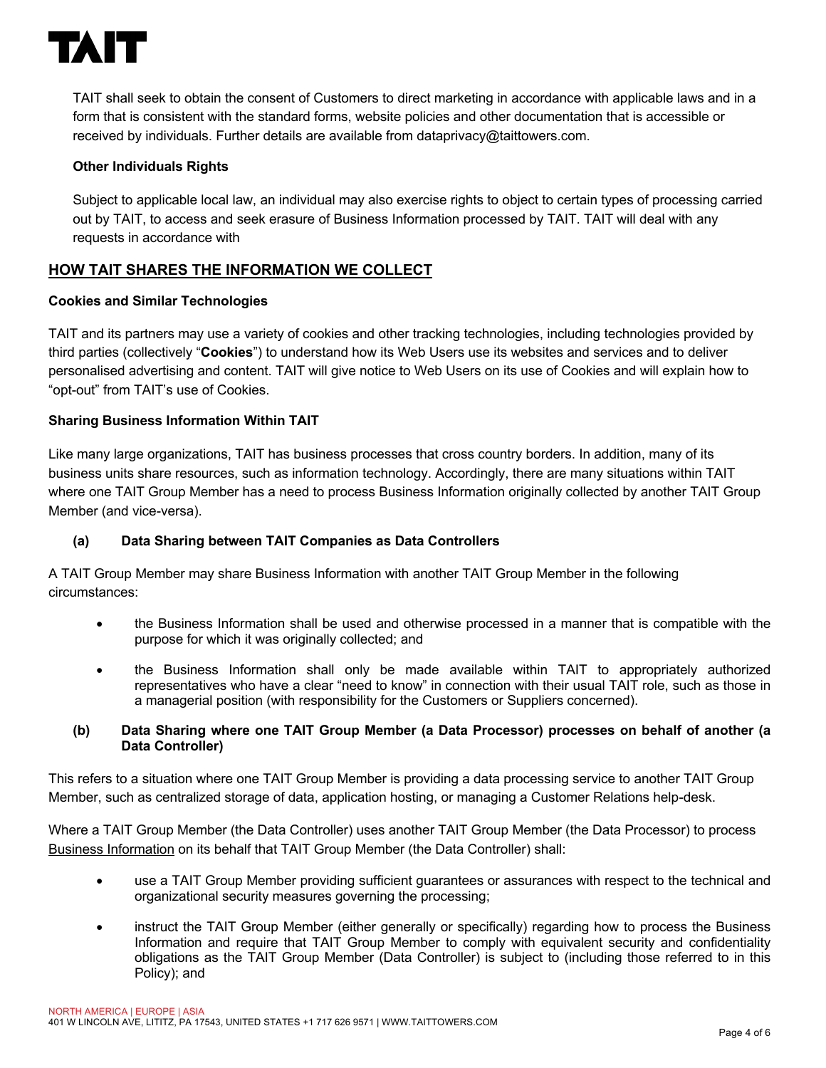TAIT shall seek to obtain the consent of Customers to direct marketing in accordance with applicable laws and in a form that is consistent with the standard forms, website policies and other documentation that is accessible or received by individuals. Further details are available from dataprivacy@taittowers.com.

**Other Individuals Rights**

Subject to applicable local law, an individual may also exercise rights to object to certain types of processing carried out by TAIT, to access and seek erasure of Business Information processed by TAIT. TAIT will deal with any requests in accordance with

## HOW TAIT SHARES THE INFORMATION WE COLLECT

**Cookies and Similar Technologies**

TAIT and its partners may use a variety of cookies and other tracking technologies, including technologies provided by third parties (collectively "**Cookies**") to understand how its Web Users use its websites and services and to deliver personalised advertising and content. TAIT will give notice to Web Users on its use of Cookies and will explain how to "opt-out" from TAIT's use of Cookies.

**Sharing Business Information Within TAIT**

Like many large organizations, TAIT has business processes that cross country borders. In addition, many of its business units share resources, such as information technology. Accordingly, there are many situations within TAIT where one TAIT Group Member has a need to process Business Information originally collected by another TAIT Group Member (and vice-versa).

**(a) Data Sharing between TAIT Companies as Data Controllers**

A TAIT Group Member may share Business Information with another TAIT Group Member in the following circumstances:

- the Business Information shall be used and otherwise processed in a manner that is compatible with the purpose for which it was originally collected; and
- the Business Information shall only be made available within TAIT to appropriately authorized representatives who have a clear "need to know" in connection with their usual TAIT role, such as those in a managerial position (with responsibility for the Customers or Suppliers concerned).

**(b) Data Sharing where one TAIT Group Member (a Data Processor) processes on behalf of another (a Data Controller)**

This refers to a situation where one TAIT Group Member is providing a data processing service to another TAIT Group Member, such as centralized storage of data, application hosting, or managing a Customer Relations help-desk.

Where a TAIT Group Member (the Data Controller) uses another TAIT Group Member (the Data Processor) to process Business Information on its behalf that TAIT Group Member (the Data Controller) shall:

- use a TAIT Group Member providing sufficient guarantees or assurances with respect to the technical and organizational security measures governing the processing;
- instruct the TAIT Group Member (either generally or specifically) regarding how to process the Business Information and require that TAIT Group Member to comply with equivalent security and confidentiality obligations as the TAIT Group Member (Data Controller) is subject to (including those referred to in this Policy); and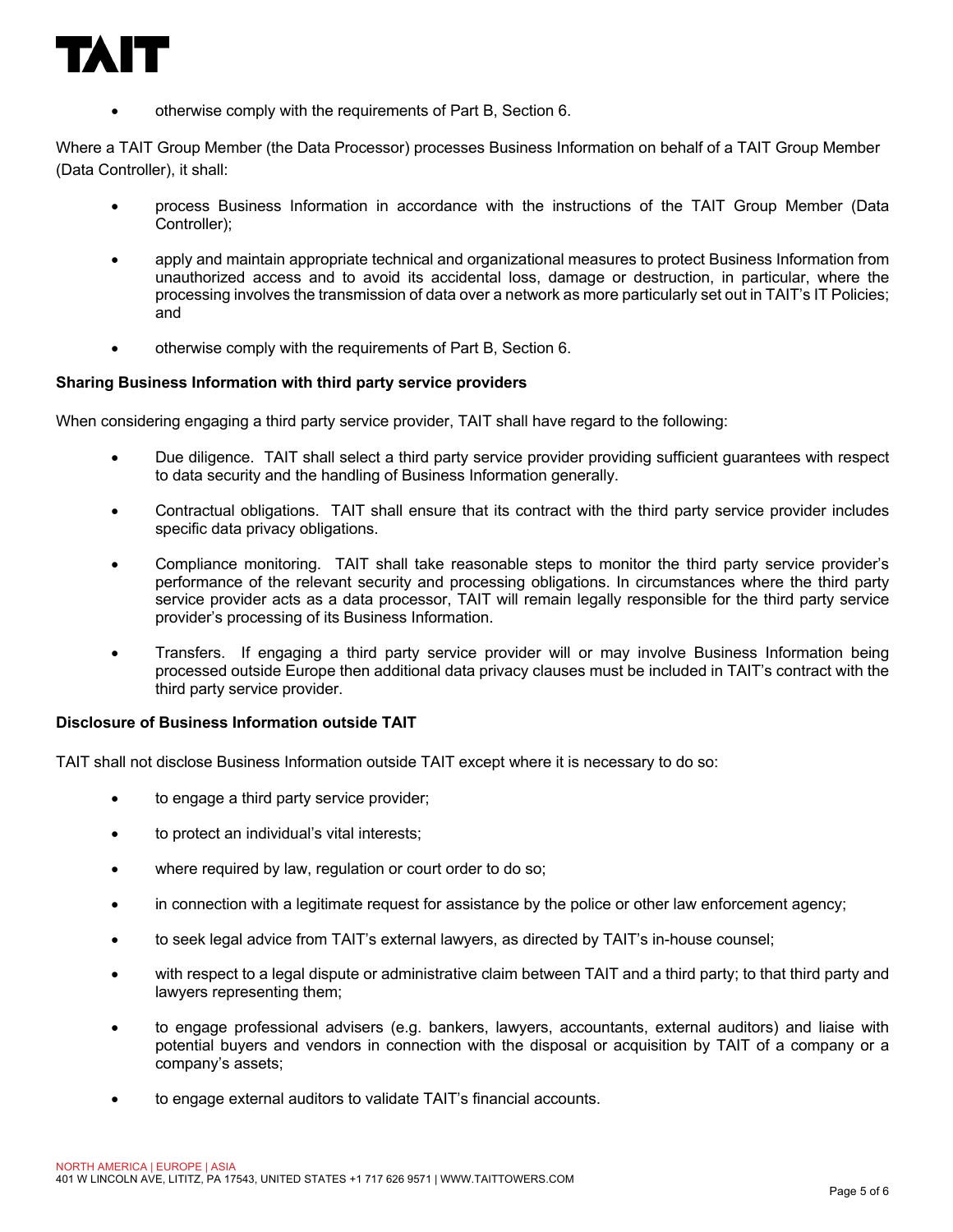- otherwise comply with the requirements of Part B, Section 6.

Where a TAIT Group Member (the Data Processor) processes Business Information on behalf of a TAIT Group Member (Data Controller), it shall:

- process Business Information in accordance with the instructions of the TAIT Group Member (Data Controller);
- apply and maintain appropriate technical and organizational measures to protect Business Information from unauthorized access and to avoid its accidental loss, damage or destruction, in particular, where the processing involves the transmission of data over a network as more particularly set out in TAIT's IT Policies; and
- otherwise comply with the requirements of Part B, Section 6.

**Sharing Business Information with third party service providers**

When considering engaging a third party service provider, TAIT shall have regard to the following:

- Due diligence. TAIT shall select a third party service provider providing sufficient guarantees with respect to data security and the handling of Business Information generally.
- Contractual obligations. TAIT shall ensure that its contract with the third party service provider includes specific data privacy obligations.
- Compliance monitoring. TAIT shall take reasonable steps to monitor the third party service provider's performance of the relevant security and processing obligations. In circumstances where the third party service provider acts as a data processor, TAIT will remain legally responsible for the third party service provider's processing of its Business Information.
- Transfers. If engaging a third party service provider will or may involve Business Information being processed outside Europe then additional data privacy clauses must be included in TAIT's contract with the third party service provider.

**Disclosure of Business Information outside TAIT**

TAIT shall not disclose Business Information outside TAIT except where it is necessary to do so:

- to engage a third party service provider;
- to protect an individual's vital interests;
- where required by law, regulation or court order to do so;
- in connection with a legitimate request for assistance by the police or other law enforcement agency;
- to seek legal advice from TAIT's external lawyers, as directed by TAIT's in-house counsel;
- with respect to a legal dispute or administrative claim between TAIT and a third party; to that third party and lawyers representing them;
- to engage professional advisers (e.g. bankers, lawyers, accountants, external auditors) and liaise with potential buyers and vendors in connection with the disposal or acquisition by TAIT of a company or a company's assets;
- to engage external auditors to validate TAIT's financial accounts.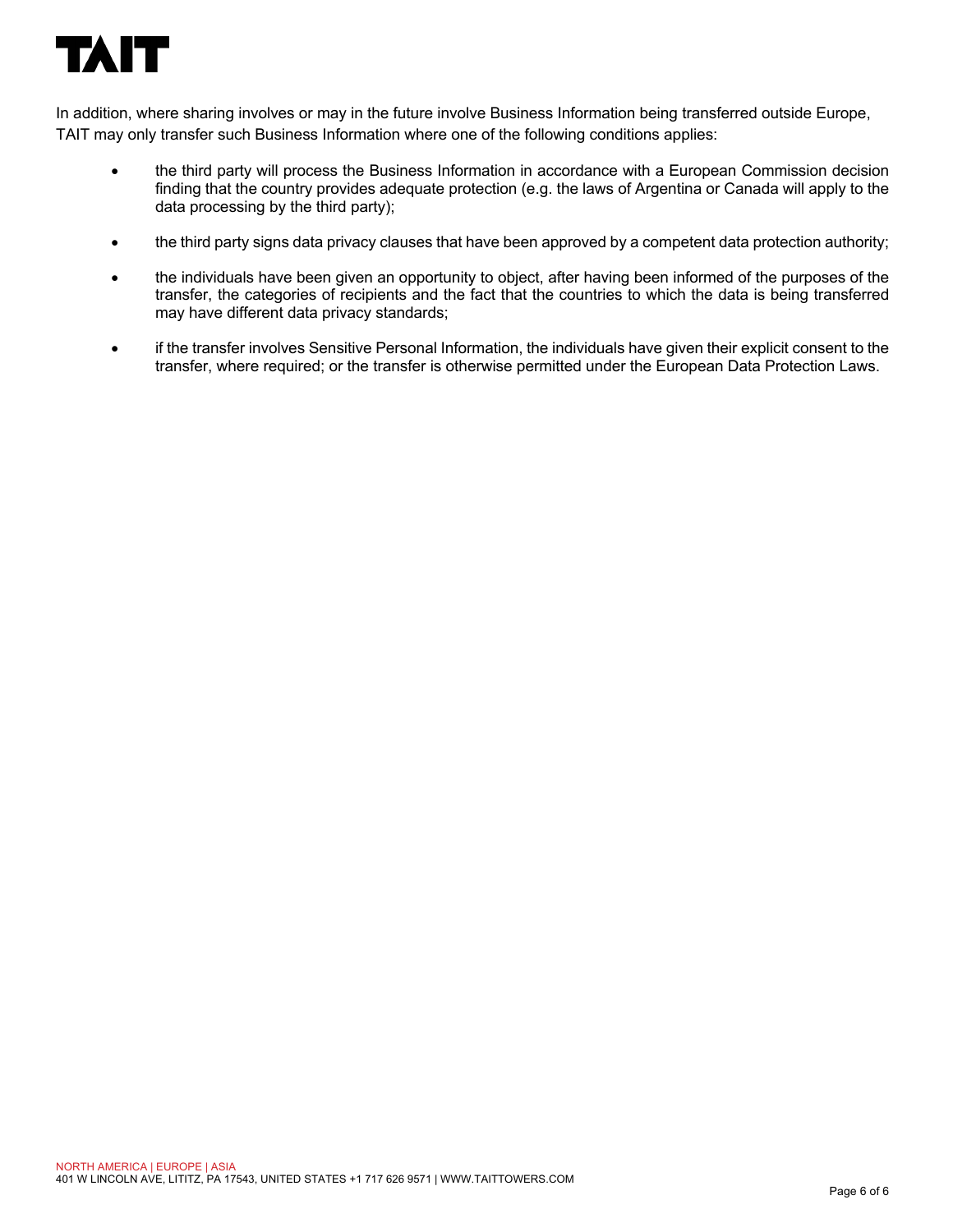In addition, where sharing involves or may in the future involve Business Information being transferred outside Europe, TAIT may only transfer such Business Information where one of the following conditions applies:

- the third party will process the Business Information in accordance with a European Commission decision finding that the country provides adequate protection (e.g. the laws of Argentina or Canada will apply to the data processing by the third party);
- the third party signs data privacy clauses that have been approved by a competent data protection authority;
- the individuals have been given an opportunity to object, after having been informed of the purposes of the transfer, the categories of recipients and the fact that the countries to which the data is being transferred may have different data privacy standards;
- if the transfer involves Sensitive Personal Information, the individuals have given their explicit consent to the transfer, where required; or the transfer is otherwise permitted under the European Data Protection Laws.